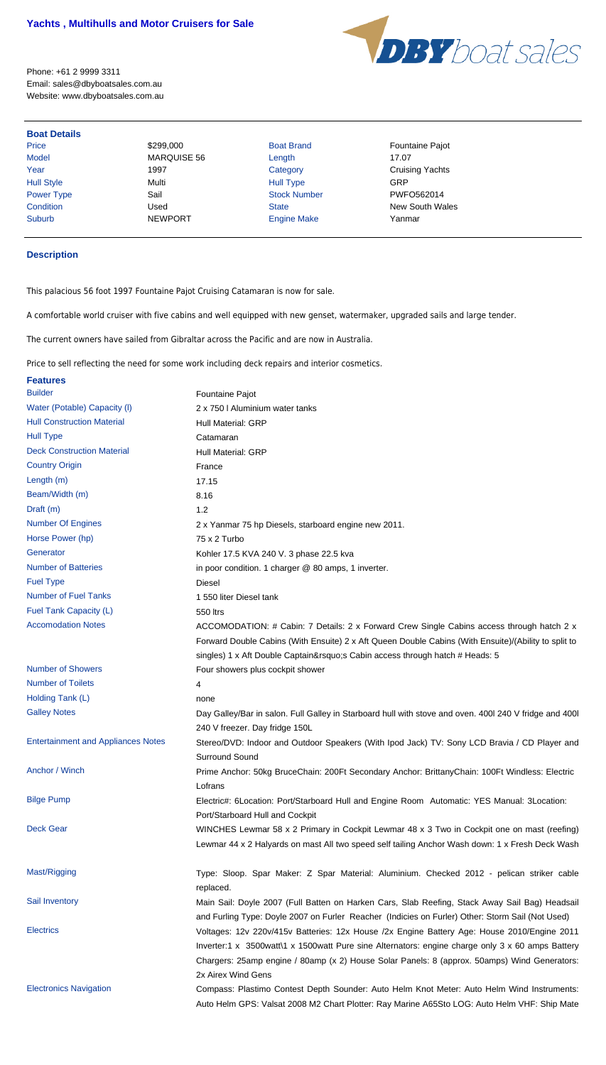# Yachts , Multihulls and Motor Cruisers for Sale

Phone: +61 2 9999 3311
Email: sales@dbyboatsales.com.au
Website: www.dbyboatsales.com.au

DBY boat sales

## Boat Details

| | | | |
|---|---|---|---|
| Price | $299,000 | Boat Brand | Fountaine Pajot |
| Model | MARQUISE 56 | Length | 17.07 |
| Year | 1997 | Category | Cruising Yachts |
| Hull Style | Multi | Hull Type | GRP |
| Power Type | Sail | Stock Number | PWFO562014 |
| Condition | Used | State | New South Wales |
| Suburb | NEWPORT | Engine Make | Yanmar |

## Description

This palacious 56 foot 1997 Fountaine Pajot Cruising Catamaran is now for sale.

A comfortable world cruiser with five cabins and well equipped with new genset, watermaker, upgraded sails and large tender.

The current owners have sailed from Gibraltar across the Pacific and are now in Australia.

Price to sell reflecting the need for some work including deck repairs and interior cosmetics.

## Features

| | |
|---|---|
| Builder | Fountaine Pajot |
| Water (Potable) Capacity (l) | 2 x 750 l Aluminium water tanks |
| Hull Construction Material | Hull Material: GRP |
| Hull Type | Catamaran |
| Deck Construction Material | Hull Material: GRP |
| Country Origin | France |
| Length (m) | 17.15 |
| Beam/Width (m) | 8.16 |
| Draft (m) | 1.2 |
| Number Of Engines | 2 x Yanmar 75 hp Diesels, starboard engine new 2011. |
| Horse Power (hp) | 75 x 2 Turbo |
| Generator | Kohler 17.5 KVA 240 V. 3 phase 22.5 kva |
| Number of Batteries | in poor condition. 1 charger @ 80 amps, 1 inverter. |
| Fuel Type | Diesel |
| Number of Fuel Tanks | 1 550 liter Diesel tank |
| Fuel Tank Capacity (L) | 550 ltrs |
| Accomodation Notes | ACCOMODATION: # Cabin: 7 Details: 2 x Forward Crew Single Cabins access through hatch 2 x Forward Double Cabins (With Ensuite) 2 x Aft Queen Double Cabins (With Ensuite)/(Ability to split to singles) 1 x Aft Double Captain&rsquo;s Cabin access through hatch # Heads: 5 |
| Number of Showers | Four showers plus cockpit shower |
| Number of Toilets | 4 |
| Holding Tank (L) | none |
| Galley Notes | Day Galley/Bar in salon. Full Galley in Starboard hull with stove and oven. 400l 240 V fridge and 400l 240 V freezer. Day fridge 150L |
| Entertainment and Appliances Notes | Stereo/DVD: Indoor and Outdoor Speakers (With Ipod Jack) TV: Sony LCD Bravia / CD Player and Surround Sound |
| Anchor / Winch | Prime Anchor: 50kg BruceChain: 200Ft Secondary Anchor: BrittanyChain: 100Ft Windless: Electric Lofrans |
| Bilge Pump | Electric#: 6Location: Port/Starboard Hull and Engine Room Automatic: YES Manual: 3Location: Port/Starboard Hull and Cockpit |
| Deck Gear | WINCHES Lewmar 58 x 2 Primary in Cockpit Lewmar 48 x 3 Two in Cockpit one on mast (reefing) Lewmar 44 x 2 Halyards on mast All two speed self tailing Anchor Wash down: 1 x Fresh Deck Wash |
| Mast/Rigging | Type: Sloop. Spar Maker: Z Spar Material: Aluminium. Checked 2012 - pelican striker cable replaced. |
| Sail Inventory | Main Sail: Doyle 2007 (Full Batten on Harken Cars, Slab Reefing, Stack Away Sail Bag) Headsail and Furling Type: Doyle 2007 on Furler Reacher (Indicies on Furler) Other: Storm Sail (Not Used) |
| Electrics | Voltages: 12v 220v/415v Batteries: 12x House /2x Engine Battery Age: House 2010/Engine 2011 Inverter:1 x 3500watt\1 x 1500watt Pure sine Alternators: engine charge only 3 x 60 amps Battery Chargers: 25amp engine / 80amp (x 2) House Solar Panels: 8 (approx. 50amps) Wind Generators: 2x Airex Wind Gens |
| Electronics Navigation | Compass: Plastimo Contest Depth Sounder: Auto Helm Knot Meter: Auto Helm Wind Instruments: Auto Helm GPS: Valsat 2008 M2 Chart Plotter: Ray Marine A65Sto LOG: Auto Helm VHF: Ship Mate |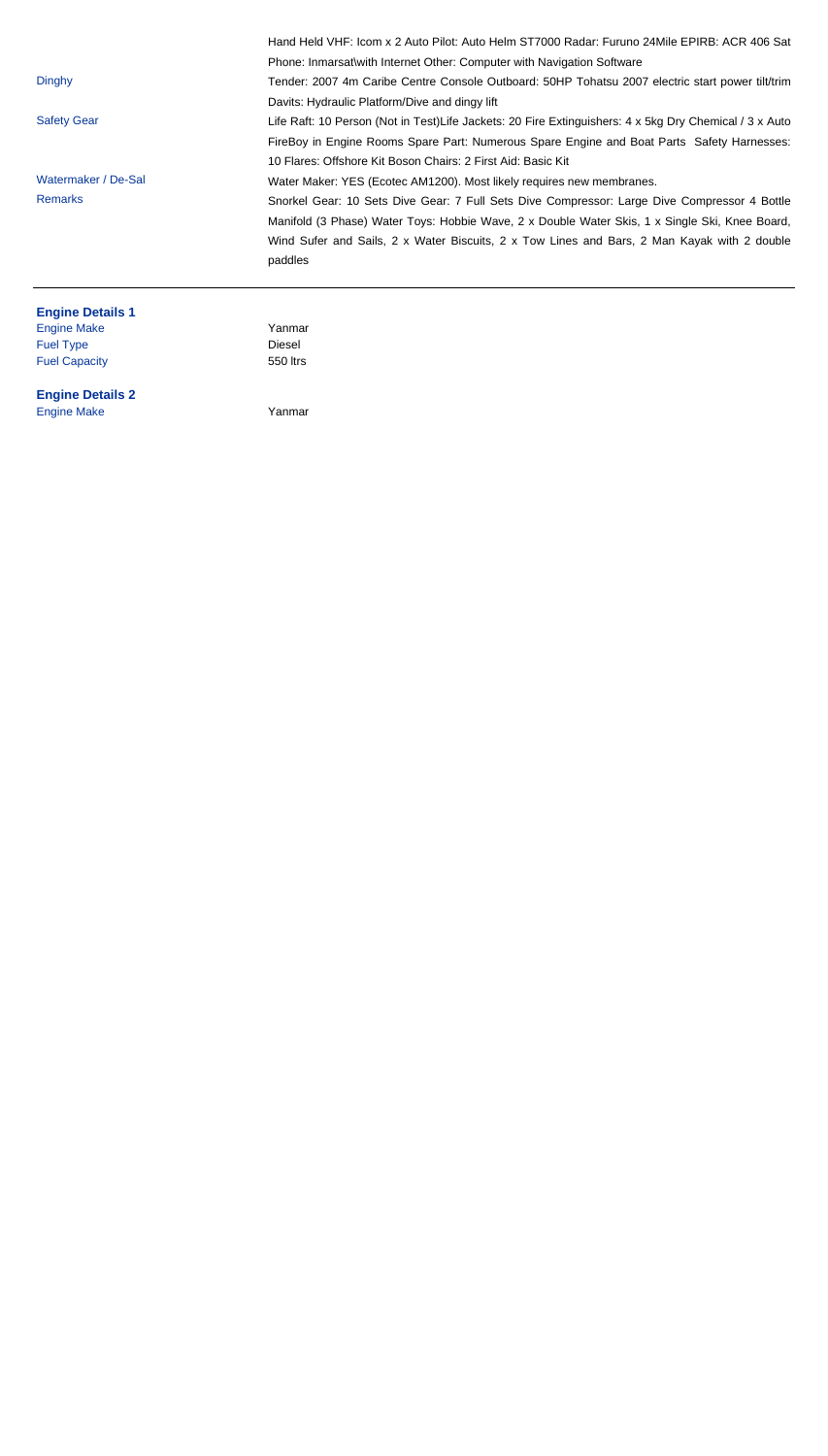| | |
|---|---|
| | Hand Held VHF: Icom x 2 Auto Pilot: Auto Helm ST7000 Radar: Furuno 24Mile EPIRB: ACR 406 Sat Phone: Inmarsat\with Internet Other: Computer with Navigation Software |
| Dinghy | Tender: 2007 4m Caribe Centre Console Outboard: 50HP Tohatsu 2007 electric start power tilt/trim Davits: Hydraulic Platform/Dive and dingy lift |
| Safety Gear | Life Raft: 10 Person (Not in Test)Life Jackets: 20 Fire Extinguishers: 4 x 5kg Dry Chemical / 3 x Auto FireBoy in Engine Rooms Spare Part: Numerous Spare Engine and Boat Parts Safety Harnesses: 10 Flares: Offshore Kit Boson Chairs: 2 First Aid: Basic Kit |
| Watermaker / De-Sal | Water Maker: YES (Ecotec AM1200). Most likely requires new membranes. |
| Remarks | Snorkel Gear: 10 Sets Dive Gear: 7 Full Sets Dive Compressor: Large Dive Compressor 4 Bottle Manifold (3 Phase) Water Toys: Hobbie Wave, 2 x Double Water Skis, 1 x Single Ski, Knee Board, Wind Sufer and Sails, 2 x Water Biscuits, 2 x Tow Lines and Bars, 2 Man Kayak with 2 double paddles |

---

**Engine Details 1**

| | |
|---|---|
| Engine Make | Yanmar |
| Fuel Type | Diesel |
| Fuel Capacity | 550 ltrs |

**Engine Details 2**

| | |
|---|---|
| Engine Make | Yanmar |